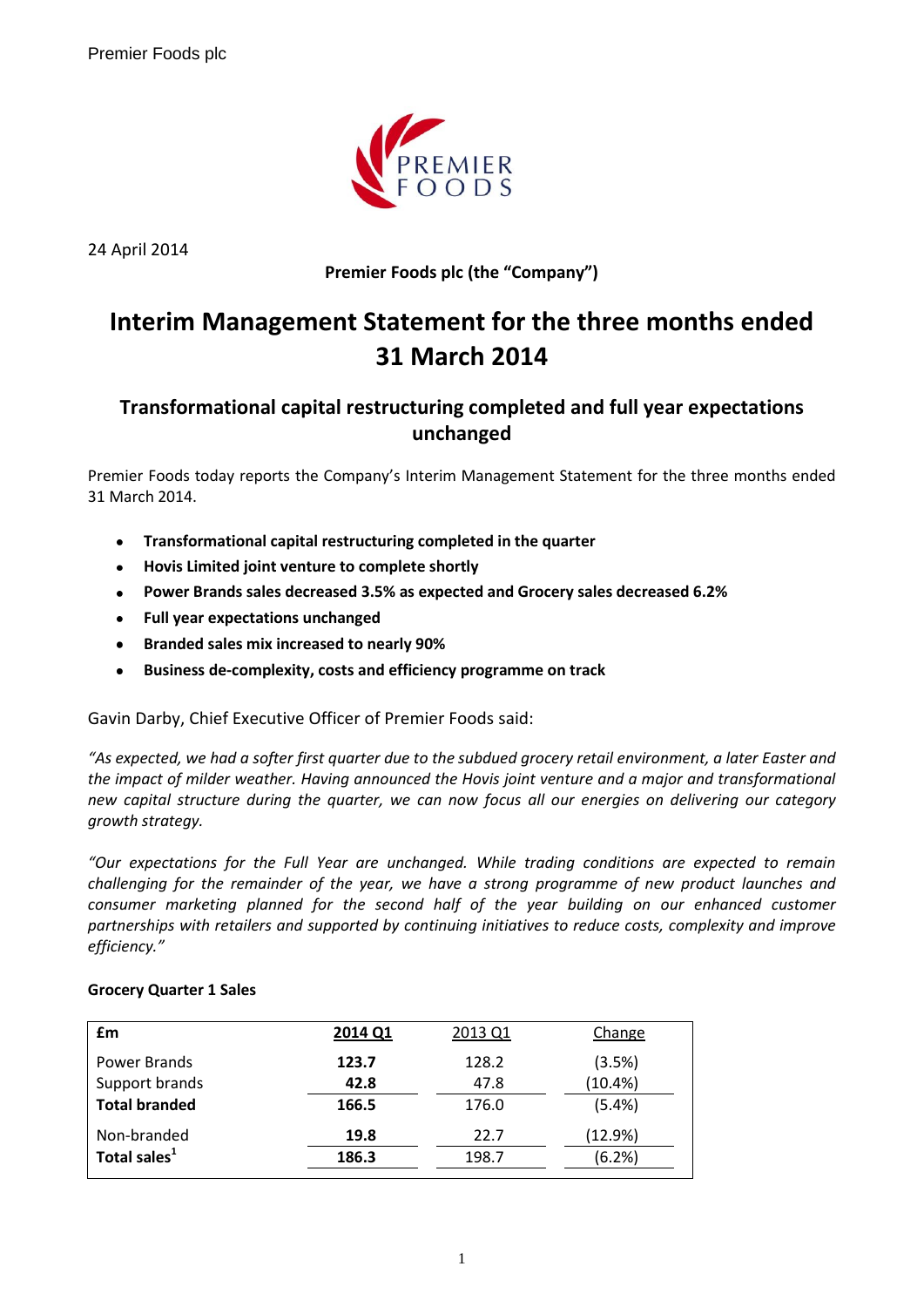24 April 2014

**Premier Foods plc (the "Company")**

# Interim Management Statement for the three months ended 31 March 2014

## Transformational capital restructuring completed and full year expectations unchanged

Premier Foods today reports the Company's Interim Management Statement for the three months ended 31 March 2014.

- **Transformational capital restructuring completed in the quarter**
- **Hovis Limited joint venture to complete shortly**
- **Power Brands sales decreased 3.5% as expected and Grocery sales decreased 6.2%**
- **Full year expectations unchanged**
- **Branded sales mix increased to nearly 90%**
- **Business de-complexity, costs and efficiency programme on track**

Gavin Darby, Chief Executive Officer of Premier Foods said:

*"As expected, we had a softer first quarter due to the subdued grocery retail environment, a later Easter and the impact of milder weather. Having announced the Hovis joint venture and a major and transformational new capital structure during the quarter, we can now focus all our energies on delivering our category growth strategy.*

*"Our expectations for the Full Year are unchanged. While trading conditions are expected to remain challenging for the remainder of the year, we have a strong programme of new product launches and consumer marketing planned for the second half of the year building on our enhanced customer partnerships with retailers and supported by continuing initiatives to reduce costs, complexity and improve efficiency."*

**Grocery Quarter 1 Sales**

| £m | 2014 Q1 | 2013 Q1 | Change |
|---|---|---|---|
| Power Brands | **123.7** | 128.2 | (3.5%) |
| Support brands | **42.8** | 47.8 | (10.4%) |
| **Total branded** | **166.5** | 176.0 | (5.4%) |
| Non-branded | **19.8** | 22.7 | (12.9%) |
| **Total sales**[1] | **186.3** | 198.7 | (6.2%) |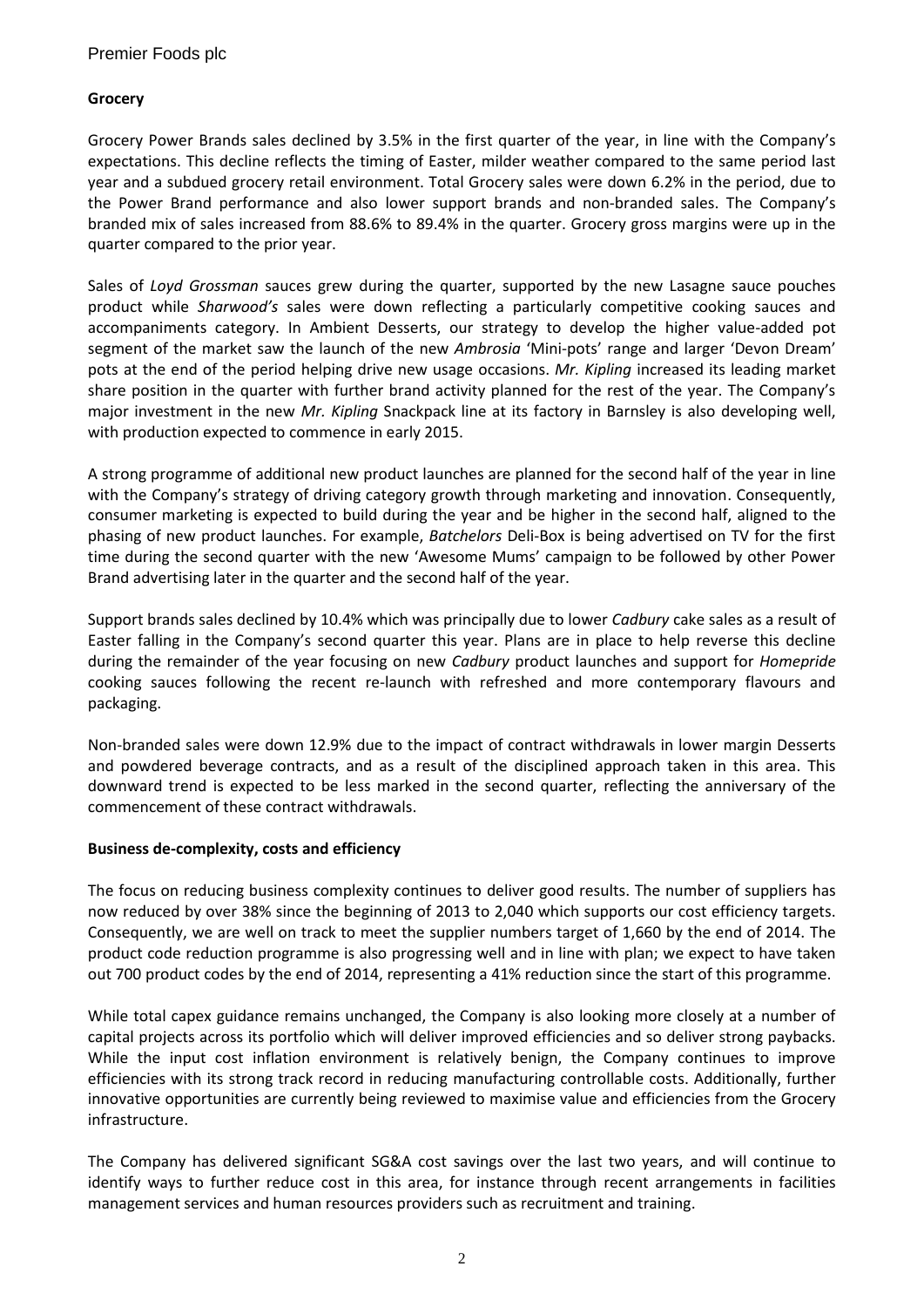**Grocery**

Grocery Power Brands sales declined by 3.5% in the first quarter of the year, in line with the Company's expectations. This decline reflects the timing of Easter, milder weather compared to the same period last year and a subdued grocery retail environment. Total Grocery sales were down 6.2% in the period, due to the Power Brand performance and also lower support brands and non-branded sales. The Company's branded mix of sales increased from 88.6% to 89.4% in the quarter. Grocery gross margins were up in the quarter compared to the prior year.

Sales of *Loyd Grossman* sauces grew during the quarter, supported by the new Lasagne sauce pouches product while *Sharwood's* sales were down reflecting a particularly competitive cooking sauces and accompaniments category. In Ambient Desserts, our strategy to develop the higher value-added pot segment of the market saw the launch of the new *Ambrosia* 'Mini-pots' range and larger 'Devon Dream' pots at the end of the period helping drive new usage occasions. *Mr. Kipling* increased its leading market share position in the quarter with further brand activity planned for the rest of the year. The Company's major investment in the new *Mr. Kipling* Snackpack line at its factory in Barnsley is also developing well, with production expected to commence in early 2015.

A strong programme of additional new product launches are planned for the second half of the year in line with the Company's strategy of driving category growth through marketing and innovation. Consequently, consumer marketing is expected to build during the year and be higher in the second half, aligned to the phasing of new product launches. For example, *Batchelors* Deli-Box is being advertised on TV for the first time during the second quarter with the new 'Awesome Mums' campaign to be followed by other Power Brand advertising later in the quarter and the second half of the year.

Support brands sales declined by 10.4% which was principally due to lower *Cadbury* cake sales as a result of Easter falling in the Company's second quarter this year. Plans are in place to help reverse this decline during the remainder of the year focusing on new *Cadbury* product launches and support for *Homepride* cooking sauces following the recent re-launch with refreshed and more contemporary flavours and packaging.

Non-branded sales were down 12.9% due to the impact of contract withdrawals in lower margin Desserts and powdered beverage contracts, and as a result of the disciplined approach taken in this area. This downward trend is expected to be less marked in the second quarter, reflecting the anniversary of the commencement of these contract withdrawals.

**Business de-complexity, costs and efficiency**

The focus on reducing business complexity continues to deliver good results. The number of suppliers has now reduced by over 38% since the beginning of 2013 to 2,040 which supports our cost efficiency targets. Consequently, we are well on track to meet the supplier numbers target of 1,660 by the end of 2014. The product code reduction programme is also progressing well and in line with plan; we expect to have taken out 700 product codes by the end of 2014, representing a 41% reduction since the start of this programme.

While total capex guidance remains unchanged, the Company is also looking more closely at a number of capital projects across its portfolio which will deliver improved efficiencies and so deliver strong paybacks. While the input cost inflation environment is relatively benign, the Company continues to improve efficiencies with its strong track record in reducing manufacturing controllable costs. Additionally, further innovative opportunities are currently being reviewed to maximise value and efficiencies from the Grocery infrastructure.

The Company has delivered significant SG&A cost savings over the last two years, and will continue to identify ways to further reduce cost in this area, for instance through recent arrangements in facilities management services and human resources providers such as recruitment and training.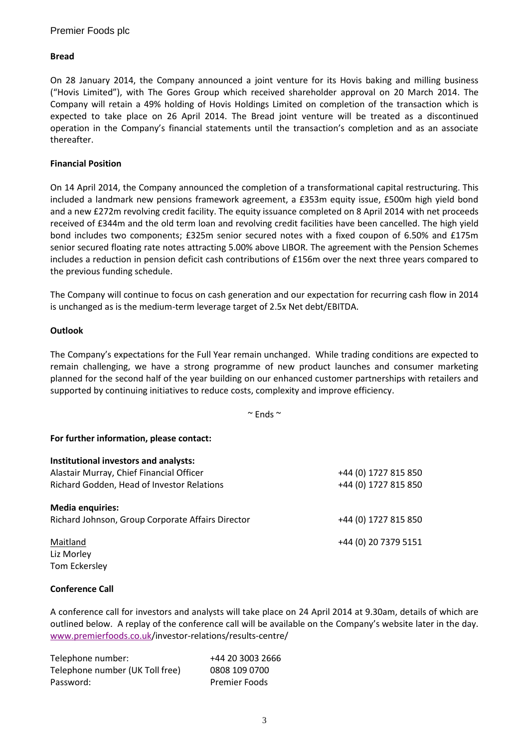**Bread**

On 28 January 2014, the Company announced a joint venture for its Hovis baking and milling business ("Hovis Limited"), with The Gores Group which received shareholder approval on 20 March 2014. The Company will retain a 49% holding of Hovis Holdings Limited on completion of the transaction which is expected to take place on 26 April 2014. The Bread joint venture will be treated as a discontinued operation in the Company's financial statements until the transaction's completion and as an associate thereafter.

**Financial Position**

On 14 April 2014, the Company announced the completion of a transformational capital restructuring. This included a landmark new pensions framework agreement, a £353m equity issue, £500m high yield bond and a new £272m revolving credit facility. The equity issuance completed on 8 April 2014 with net proceeds received of £344m and the old term loan and revolving credit facilities have been cancelled. The high yield bond includes two components; £325m senior secured notes with a fixed coupon of 6.50% and £175m senior secured floating rate notes attracting 5.00% above LIBOR. The agreement with the Pension Schemes includes a reduction in pension deficit cash contributions of £156m over the next three years compared to the previous funding schedule.

The Company will continue to focus on cash generation and our expectation for recurring cash flow in 2014 is unchanged as is the medium-term leverage target of 2.5x Net debt/EBITDA.

**Outlook**

The Company's expectations for the Full Year remain unchanged. While trading conditions are expected to remain challenging, we have a strong programme of new product launches and consumer marketing planned for the second half of the year building on our enhanced customer partnerships with retailers and supported by continuing initiatives to reduce costs, complexity and improve efficiency.

~ Ends ~

**For further information, please contact:**

**Institutional investors and analysts:**

| | |
|---|---|
| Alastair Murray, Chief Financial Officer | +44 (0) 1727 815 850 |
| Richard Godden, Head of Investor Relations | +44 (0) 1727 815 850 |

**Media enquiries:**

| | |
|---|---|
| Richard Johnson, Group Corporate Affairs Director | +44 (0) 1727 815 850 |
| Maitland | +44 (0) 20 7379 5151 |
| Liz Morley | |
| Tom Eckersley | |

**Conference Call**

A conference call for investors and analysts will take place on 24 April 2014 at 9.30am, details of which are outlined below. A replay of the conference call will be available on the Company's website later in the day. www.premierfoods.co.uk/investor-relations/results-centre/

| | |
|---|---|
| Telephone number: | +44 20 3003 2666 |
| Telephone number (UK Toll free) | 0808 109 0700 |
| Password: | Premier Foods |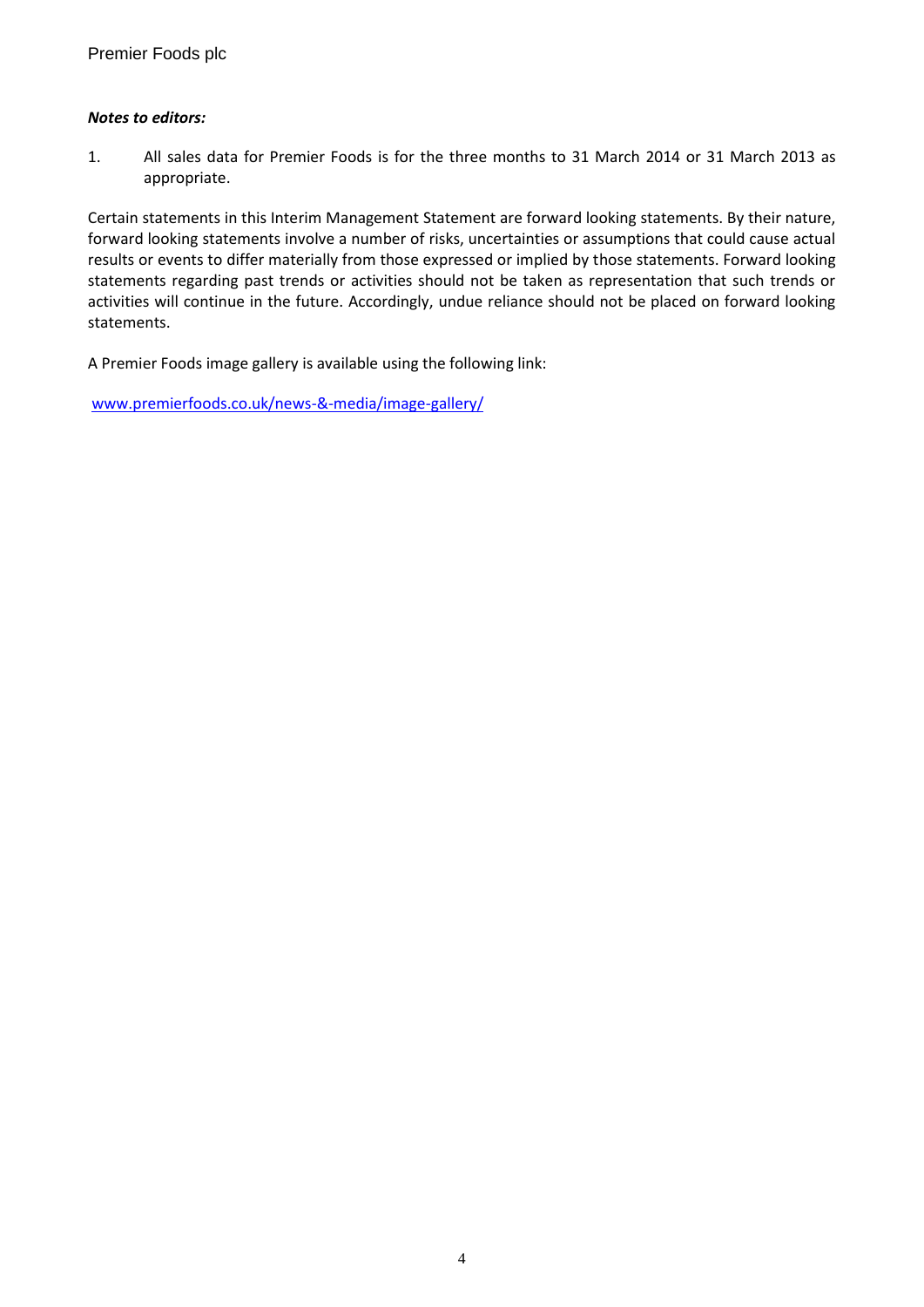***Notes to editors:***

1. All sales data for Premier Foods is for the three months to 31 March 2014 or 31 March 2013 as appropriate.

Certain statements in this Interim Management Statement are forward looking statements. By their nature, forward looking statements involve a number of risks, uncertainties or assumptions that could cause actual results or events to differ materially from those expressed or implied by those statements. Forward looking statements regarding past trends or activities should not be taken as representation that such trends or activities will continue in the future. Accordingly, undue reliance should not be placed on forward looking statements.

A Premier Foods image gallery is available using the following link:

www.premierfoods.co.uk/news-&-media/image-gallery/